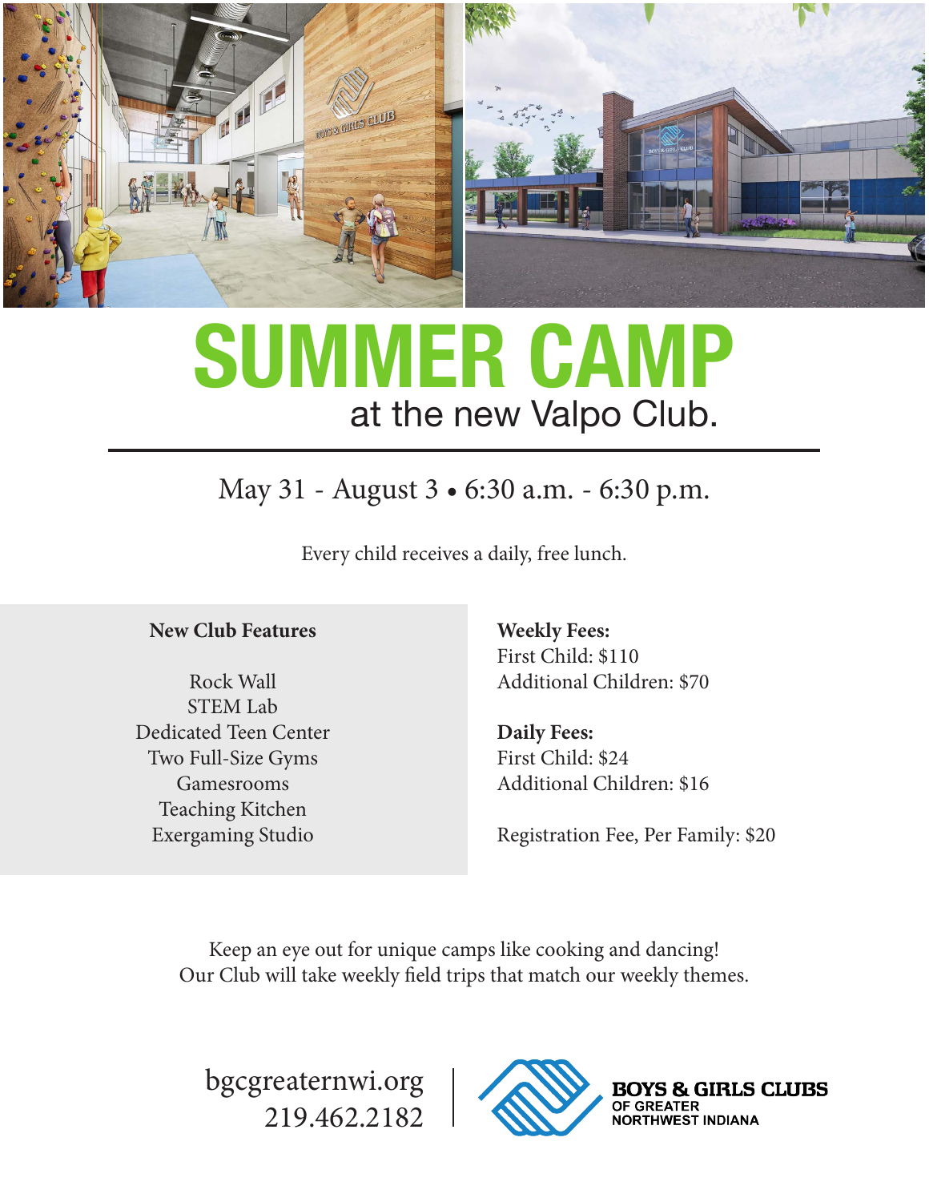# SUMMER CAMP

## at the new Valpo Club.

May 31 - August 3 • 6:30 a.m. - 6:30 p.m.

Every child receives a daily, free lunch.

**New Club Features**

Rock Wall
STEM Lab
Dedicated Teen Center
Two Full-Size Gyms
Gamesrooms
Teaching Kitchen
Exergaming Studio

**Weekly Fees:**
First Child: $110
Additional Children: $70

**Daily Fees:**
First Child: $24
Additional Children: $16

Registration Fee, Per Family: $20

Keep an eye out for unique camps like cooking and dancing!
Our Club will take weekly field trips that match our weekly themes.

bgcgreaternwi.org
219.462.2182

**BOYS & GIRLS CLUBS**
OF GREATER
NORTHWEST INDIANA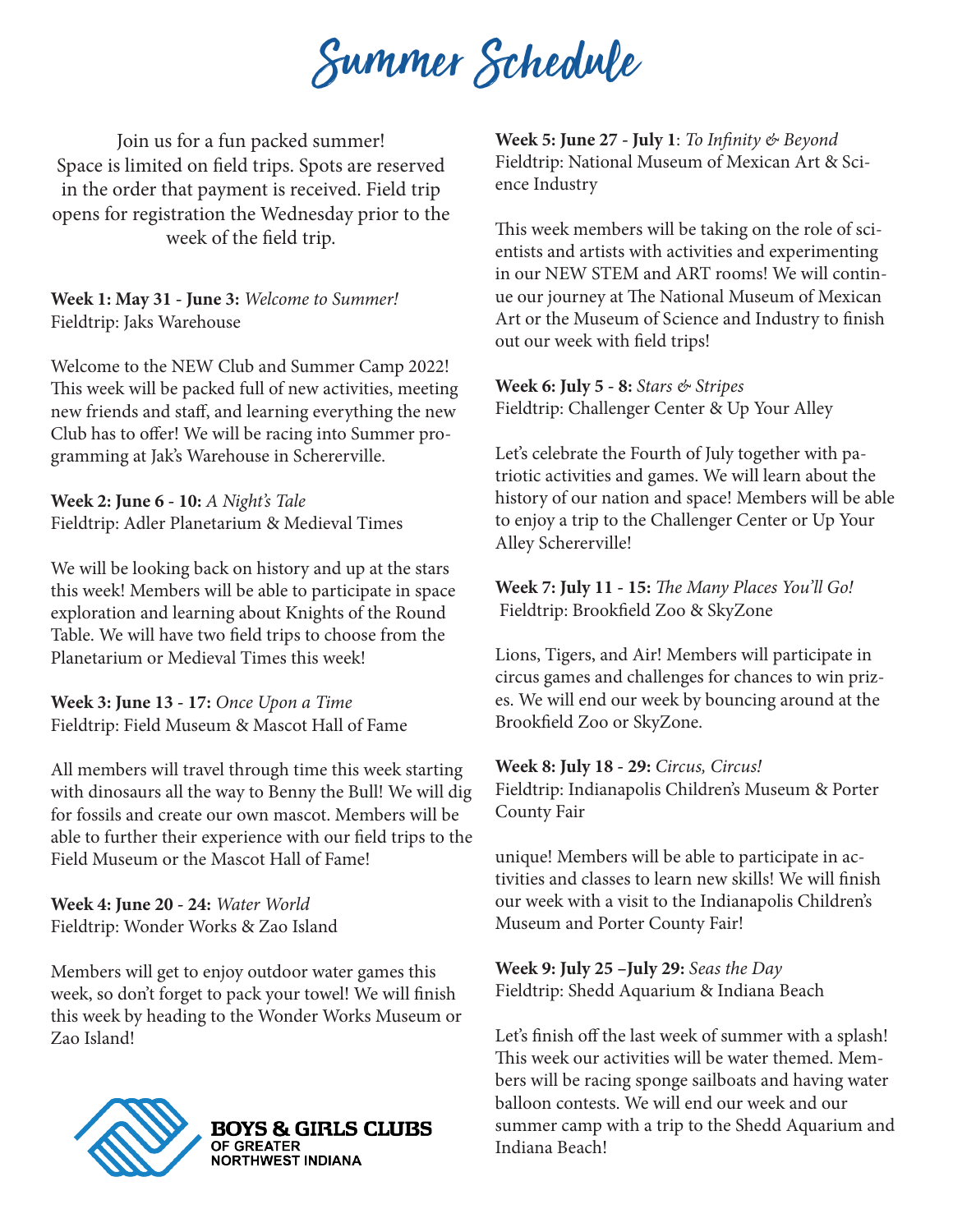# Summer Schedule

Join us for a fun packed summer!
Space is limited on field trips. Spots are reserved in the order that payment is received. Field trip opens for registration the Wednesday prior to the week of the field trip.

**Week 1: May 31 - June 3:** *Welcome to Summer!*
Fieldtrip: Jaks Warehouse

Welcome to the NEW Club and Summer Camp 2022! This week will be packed full of new activities, meeting new friends and staff, and learning everything the new Club has to offer! We will be racing into Summer programming at Jak's Warehouse in Schererville.

**Week 2: June 6 - 10:** *A Night's Tale*
Fieldtrip: Adler Planetarium & Medieval Times

We will be looking back on history and up at the stars this week! Members will be able to participate in space exploration and learning about Knights of the Round Table. We will have two field trips to choose from the Planetarium or Medieval Times this week!

**Week 3: June 13 - 17:** *Once Upon a Time*
Fieldtrip: Field Museum & Mascot Hall of Fame

All members will travel through time this week starting with dinosaurs all the way to Benny the Bull! We will dig for fossils and create our own mascot. Members will be able to further their experience with our field trips to the Field Museum or the Mascot Hall of Fame!

**Week 4: June 20 - 24:** *Water World*
Fieldtrip: Wonder Works & Zao Island

Members will get to enjoy outdoor water games this week, so don't forget to pack your towel! We will finish this week by heading to the Wonder Works Museum or Zao Island!

**Week 5: June 27 - July 1**: *To Infinity & Beyond*
Fieldtrip: National Museum of Mexican Art & Science Industry

This week members will be taking on the role of scientists and artists with activities and experimenting in our NEW STEM and ART rooms! We will continue our journey at The National Museum of Mexican Art or the Museum of Science and Industry to finish out our week with field trips!

**Week 6: July 5 - 8:** *Stars & Stripes*
Fieldtrip: Challenger Center & Up Your Alley

Let's celebrate the Fourth of July together with patriotic activities and games. We will learn about the history of our nation and space! Members will be able to enjoy a trip to the Challenger Center or Up Your Alley Schererville!

**Week 7: July 11 - 15:** *The Many Places You'll Go!*
Fieldtrip: Brookfield Zoo & SkyZone

Lions, Tigers, and Air! Members will participate in circus games and challenges for chances to win prizes. We will end our week by bouncing around at the Brookfield Zoo or SkyZone.

**Week 8: July 18 - 29:** *Circus, Circus!*
Fieldtrip: Indianapolis Children's Museum & Porter County Fair

unique! Members will be able to participate in activities and classes to learn new skills! We will finish our week with a visit to the Indianapolis Children's Museum and Porter County Fair!

**Week 9: July 25 –July 29:** *Seas the Day*
Fieldtrip: Shedd Aquarium & Indiana Beach

Let's finish off the last week of summer with a splash! This week our activities will be water themed. Members will be racing sponge sailboats and having water balloon contests. We will end our week and our summer camp with a trip to the Shedd Aquarium and Indiana Beach!

**BOYS & GIRLS CLUBS**
OF GREATER
NORTHWEST INDIANA